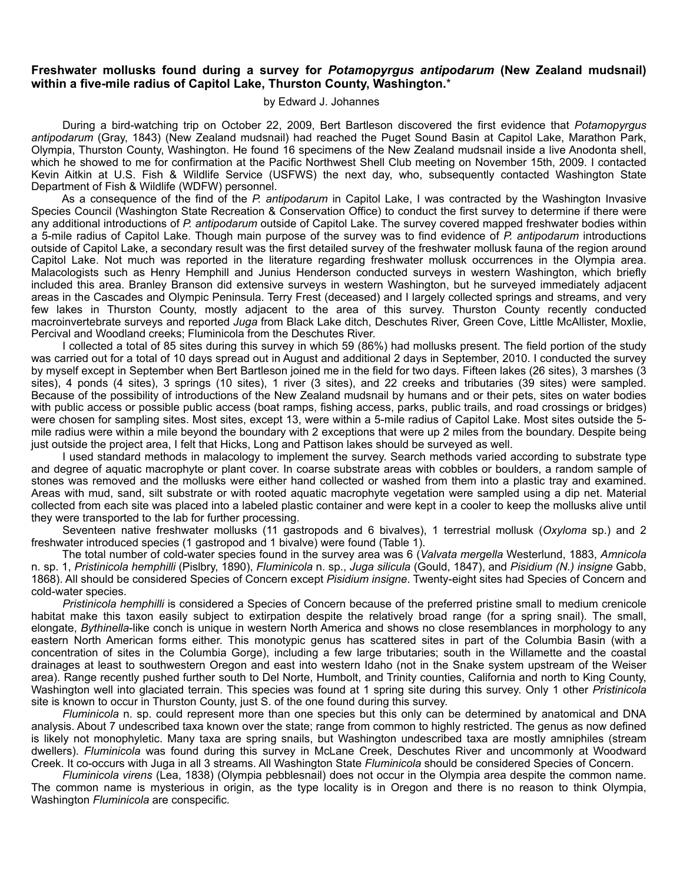**Freshwater mollusks found during a survey for *Potamopyrgus antipodarum* (New Zealand mudsnail) within a five-mile radius of Capitol Lake, Thurston County, Washington.***

by Edward J. Johannes

During a bird-watching trip on October 22, 2009, Bert Bartleson discovered the first evidence that *Potamopyrgus antipodarum* (Gray, 1843) (New Zealand mudsnail) had reached the Puget Sound Basin at Capitol Lake, Marathon Park, Olympia, Thurston County, Washington. He found 16 specimens of the New Zealand mudsnail inside a live Anodonta shell, which he showed to me for confirmation at the Pacific Northwest Shell Club meeting on November 15th, 2009. I contacted Kevin Aitkin at U.S. Fish & Wildlife Service (USFWS) the next day, who, subsequently contacted Washington State Department of Fish & Wildlife (WDFW) personnel.

As a consequence of the find of the *P. antipodarum* in Capitol Lake, I was contracted by the Washington Invasive Species Council (Washington State Recreation & Conservation Office) to conduct the first survey to determine if there were any additional introductions of *P. antipodarum* outside of Capitol Lake. The survey covered mapped freshwater bodies within a 5-mile radius of Capitol Lake. Though main purpose of the survey was to find evidence of *P. antipodarum* introductions outside of Capitol Lake, a secondary result was the first detailed survey of the freshwater mollusk fauna of the region around Capitol Lake. Not much was reported in the literature regarding freshwater mollusk occurrences in the Olympia area. Malacologists such as Henry Hemphill and Junius Henderson conducted surveys in western Washington, which briefly included this area. Branley Branson did extensive surveys in western Washington, but he surveyed immediately adjacent areas in the Cascades and Olympic Peninsula. Terry Frest (deceased) and I largely collected springs and streams, and very few lakes in Thurston County, mostly adjacent to the area of this survey. Thurston County recently conducted macroinvertebrate surveys and reported *Juga* from Black Lake ditch, Deschutes River, Green Cove, Little McAllister, Moxlie, Percival and Woodland creeks; Fluminicola from the Deschutes River.

I collected a total of 85 sites during this survey in which 59 (86%) had mollusks present. The field portion of the study was carried out for a total of 10 days spread out in August and additional 2 days in September, 2010. I conducted the survey by myself except in September when Bert Bartleson joined me in the field for two days. Fifteen lakes (26 sites), 3 marshes (3 sites), 4 ponds (4 sites), 3 springs (10 sites), 1 river (3 sites), and 22 creeks and tributaries (39 sites) were sampled. Because of the possibility of introductions of the New Zealand mudsnail by humans and or their pets, sites on water bodies with public access or possible public access (boat ramps, fishing access, parks, public trails, and road crossings or bridges) were chosen for sampling sites. Most sites, except 13, were within a 5-mile radius of Capitol Lake. Most sites outside the 5-mile radius were within a mile beyond the boundary with 2 exceptions that were up 2 miles from the boundary. Despite being just outside the project area, I felt that Hicks, Long and Pattison lakes should be surveyed as well.

I used standard methods in malacology to implement the survey. Search methods varied according to substrate type and degree of aquatic macrophyte or plant cover. In coarse substrate areas with cobbles or boulders, a random sample of stones was removed and the mollusks were either hand collected or washed from them into a plastic tray and examined. Areas with mud, sand, silt substrate or with rooted aquatic macrophyte vegetation were sampled using a dip net. Material collected from each site was placed into a labeled plastic container and were kept in a cooler to keep the mollusks alive until they were transported to the lab for further processing.

Seventeen native freshwater mollusks (11 gastropods and 6 bivalves), 1 terrestrial mollusk (*Oxyloma* sp.) and 2 freshwater introduced species (1 gastropod and 1 bivalve) were found (Table 1).

The total number of cold-water species found in the survey area was 6 (*Valvata mergella* Westerlund, 1883, *Amnicola* n. sp. 1, *Pristinicola hemphilli* (Pislbry, 1890), *Fluminicola* n. sp., *Juga silicula* (Gould, 1847), and *Pisidium (N.) insigne* Gabb, 1868). All should be considered Species of Concern except *Pisidium insigne*. Twenty-eight sites had Species of Concern and cold-water species.

*Pristinicola hemphilli* is considered a Species of Concern because of the preferred pristine small to medium crenicole habitat make this taxon easily subject to extirpation despite the relatively broad range (for a spring snail). The small, elongate, *Bythinella*-like conch is unique in western North America and shows no close resemblances in morphology to any eastern North American forms either. This monotypic genus has scattered sites in part of the Columbia Basin (with a concentration of sites in the Columbia Gorge), including a few large tributaries; south in the Willamette and the coastal drainages at least to southwestern Oregon and east into western Idaho (not in the Snake system upstream of the Weiser area). Range recently pushed further south to Del Norte, Humbolt, and Trinity counties, California and north to King County, Washington well into glaciated terrain. This species was found at 1 spring site during this survey. Only 1 other *Pristinicola* site is known to occur in Thurston County, just S. of the one found during this survey.

*Fluminicola* n. sp. could represent more than one species but this only can be determined by anatomical and DNA analysis. About 7 undescribed taxa known over the state; range from common to highly restricted. The genus as now defined is likely not monophyletic. Many taxa are spring snails, but Washington undescribed taxa are mostly amniphiles (stream dwellers). *Fluminicola* was found during this survey in McLane Creek, Deschutes River and uncommonly at Woodward Creek. It co-occurs with Juga in all 3 streams. All Washington State *Fluminicola* should be considered Species of Concern.

*Fluminicola virens* (Lea, 1838) (Olympia pebblesnail) does not occur in the Olympia area despite the common name. The common name is mysterious in origin, as the type locality is in Oregon and there is no reason to think Olympia, Washington *Fluminicola* are conspecific.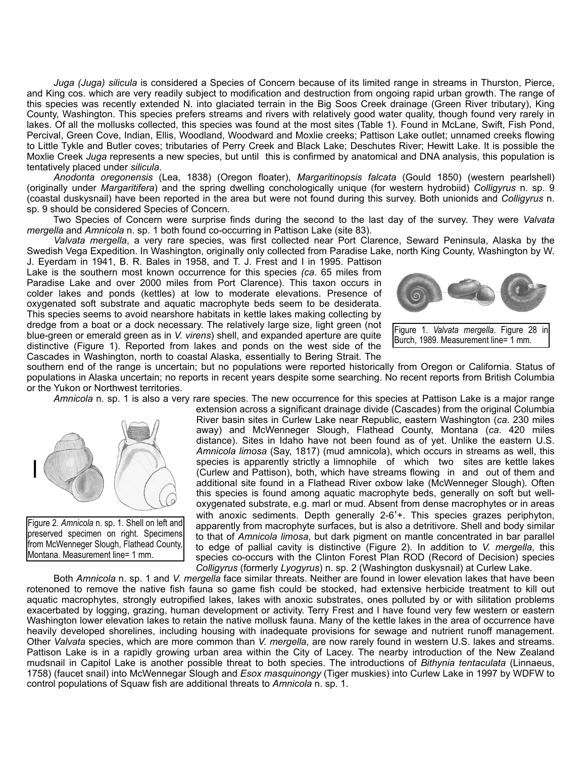*Juga (Juga) silicula* is considered a Species of Concern because of its limited range in streams in Thurston, Pierce, and King cos. which are very readily subject to modification and destruction from ongoing rapid urban growth. The range of this species was recently extended N. into glaciated terrain in the Big Soos Creek drainage (Green River tributary), King County, Washington. This species prefers streams and rivers with relatively good water quality, though found very rarely in lakes. Of all the mollusks collected, this species was found at the most sites (Table 1). Found in McLane, Swift, Fish Pond, Percival, Green Cove, Indian, Ellis, Woodland, Woodward and Moxlie creeks; Pattison Lake outlet; unnamed creeks flowing to Little Tykle and Butler coves; tributaries of Perry Creek and Black Lake; Deschutes River; Hewitt Lake. It is possible the Moxlie Creek *Juga* represents a new species, but until this is confirmed by anatomical and DNA analysis, this population is tentatively placed under *silicula*.

*Anodonta oregonensis* (Lea, 1838) (Oregon floater), *Margaritinopsis falcata* (Gould 1850) (western pearlshell) (originally under *Margaritifera*) and the spring dwelling conchologically unique (for western hydrobiid) *Colligyrus* n. sp. 9 (coastal duskysnail) have been reported in the area but were not found during this survey. Both unionids and *Colligyrus* n. sp. 9 should be considered Species of Concern.

Two Species of Concern were surprise finds during the second to the last day of the survey. They were *Valvata mergella* and *Amnicola* n. sp. 1 both found co-occurring in Pattison Lake (site 83).

*Valvata mergella*, a very rare species, was first collected near Port Clarence, Seward Peninsula, Alaska by the Swedish Vega Expedition. In Washington, originally only collected from Paradise Lake, north King County, Washington by W. J. Eyerdam in 1941, B. R. Bales in 1958, and T. J. Frest and I in 1995. Pattison Lake is the southern most known occurrence for this species *(ca.* 65 miles from Paradise Lake and over 2000 miles from Port Clarence). This taxon occurs in colder lakes and ponds (kettles) at low to moderate elevations. Presence of oxygenated soft substrate and aquatic macrophyte beds seem to be desiderata. This species seems to avoid nearshore habitats in kettle lakes making collecting by dredge from a boat or a dock necessary. The relatively large size, light green (not blue-green or emerald green as in *V. virens*) shell, and expanded aperture are quite distinctive (Figure 1). Reported from lakes and ponds on the west side of the Cascades in Washington, north to coastal Alaska, essentially to Bering Strait. The southern end of the range is uncertain; but no populations were reported historically from Oregon or California. Status of populations in Alaska uncertain; no reports in recent years despite some searching. No recent reports from British Columbia or the Yukon or Northwest territories.

Figure 1. *Valvata mergella*. Figure 28 in Burch, 1989. Measurement line= 1 mm.

*Amnicola* n. sp. 1 is also a very rare species. The new occurrence for this species at Pattison Lake is a major range extension across a significant drainage divide (Cascades) from the original Columbia River basin sites in Curlew Lake near Republic, eastern Washington (*ca*. 230 miles away) and McWenneger Slough, Flathead County, Montana (*ca*. 420 miles distance). Sites in Idaho have not been found as of yet. Unlike the eastern U.S. *Amnicola limosa* (Say, 1817) (mud amnicola), which occurs in streams as well, this species is apparently strictly a limnophile of which two sites are kettle lakes (Curlew and Pattison), both, which have streams flowing in and out of them and additional site found in a Flathead River oxbow lake (McWenneger Slough). Often this species is found among aquatic macrophyte beds, generally on soft but well-oxygenated substrate, e.g. marl or mud. Absent from dense macrophytes or in areas with anoxic sediments. Depth generally 2-6'+. This species grazes periphyton, apparently from macrophyte surfaces, but is also a detritivore. Shell and body similar to that of *Amnicola limosa*, but dark pigment on mantle concentrated in bar parallel to edge of pallial cavity is distinctive (Figure 2). In addition to *V. mergella*, this species co-occurs with the Clinton Forest Plan ROD (Record of Decision) species *Colligyrus* (formerly *Lyogyrus*) n. sp. 2 (Washington duskysnail) at Curlew Lake.

Figure 2. *Amnicola* n. sp. 1. Shell on left and preserved specimen on right. Specimens from McWenneger Slough, Flathead County, Montana. Measurement line= 1 mm.

Both *Amnicola* n. sp. 1 and *V. mergella* face similar threats. Neither are found in lower elevation lakes that have been rotenoned to remove the native fish fauna so game fish could be stocked, had extensive herbicide treatment to kill out aquatic macrophytes, strongly eutropified lakes, lakes with anoxic substrates, ones polluted by or with silitation problems exacerbated by logging, grazing, human development or activity. Terry Frest and I have found very few western or eastern Washington lower elevation lakes to retain the native mollusk fauna. Many of the kettle lakes in the area of occurrence have heavily developed shorelines, including housing with inadequate provisions for sewage and nutrient runoff management. Other *Valvata* species, which are more common than *V. mergella*, are now rarely found in western U.S. lakes and streams. Pattison Lake is in a rapidly growing urban area within the City of Lacey. The nearby introduction of the New Zealand mudsnail in Capitol Lake is another possible threat to both species. The introductions of *Bithynia tentaculata* (Linnaeus, 1758) (faucet snail) into McWennegar Slough and *Esox masquinongy* (Tiger muskies) into Curlew Lake in 1997 by WDFW to control populations of Squaw fish are additional threats to *Amnicola* n. sp. 1.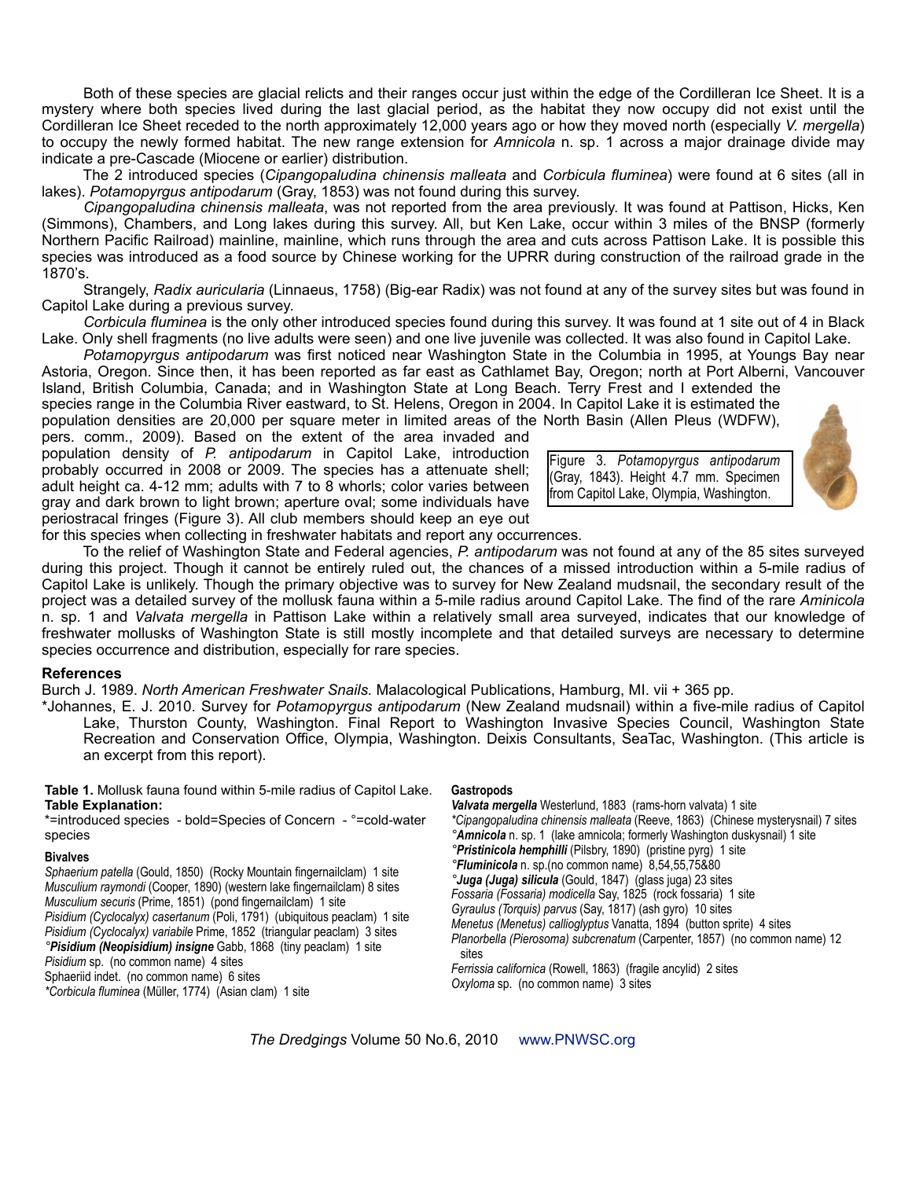Both of these species are glacial relicts and their ranges occur just within the edge of the Cordilleran Ice Sheet. It is a mystery where both species lived during the last glacial period, as the habitat they now occupy did not exist until the Cordilleran Ice Sheet receded to the north approximately 12,000 years ago or how they moved north (especially *V. mergella*) to occupy the newly formed habitat. The new range extension for *Amnicola* n. sp. 1 across a major drainage divide may indicate a pre-Cascade (Miocene or earlier) distribution.

The 2 introduced species (*Cipangopaludina chinensis malleata* and *Corbicula fluminea*) were found at 6 sites (all in lakes). *Potamopyrgus antipodarum* (Gray, 1853) was not found during this survey.

*Cipangopaludina chinensis malleata*, was not reported from the area previously. It was found at Pattison, Hicks, Ken (Simmons), Chambers, and Long lakes during this survey. All, but Ken Lake, occur within 3 miles of the BNSP (formerly Northern Pacific Railroad) mainline, mainline, which runs through the area and cuts across Pattison Lake. It is possible this species was introduced as a food source by Chinese working for the UPRR during construction of the railroad grade in the 1870's.

Strangely, *Radix auricularia* (Linnaeus, 1758) (Big-ear Radix) was not found at any of the survey sites but was found in Capitol Lake during a previous survey.

*Corbicula fluminea* is the only other introduced species found during this survey. It was found at 1 site out of 4 in Black Lake. Only shell fragments (no live adults were seen) and one live juvenile was collected. It was also found in Capitol Lake.

*Potamopyrgus antipodarum* was first noticed near Washington State in the Columbia in 1995, at Youngs Bay near Astoria, Oregon. Since then, it has been reported as far east as Cathlamet Bay, Oregon; north at Port Alberni, Vancouver Island, British Columbia, Canada; and in Washington State at Long Beach. Terry Frest and I extended the species range in the Columbia River eastward, to St. Helens, Oregon in 2004. In Capitol Lake it is estimated the population densities are 20,000 per square meter in limited areas of the North Basin (Allen Pleus (WDFW), pers. comm., 2009). Based on the extent of the area invaded and population density of *P. antipodarum* in Capitol Lake, introduction probably occurred in 2008 or 2009. The species has a attenuate shell; adult height ca. 4-12 mm; adults with 7 to 8 whorls; color varies between gray and dark brown to light brown; aperture oval; some individuals have periostracal fringes (Figure 3). All club members should keep an eye out for this species when collecting in freshwater habitats and report any occurrences.

Figure 3. *Potamopyrgus antipodarum* (Gray, 1843). Height 4.7 mm. Specimen from Capitol Lake, Olympia, Washington.

To the relief of Washington State and Federal agencies, *P. antipodarum* was not found at any of the 85 sites surveyed during this project. Though it cannot be entirely ruled out, the chances of a missed introduction within a 5-mile radius of Capitol Lake is unlikely. Though the primary objective was to survey for New Zealand mudsnail, the secondary result of the project was a detailed survey of the mollusk fauna within a 5-mile radius around Capitol Lake. The find of the rare *Aminicola* n. sp. 1 and *Valvata mergella* in Pattison Lake within a relatively small area surveyed, indicates that our knowledge of freshwater mollusks of Washington State is still mostly incomplete and that detailed surveys are necessary to determine species occurrence and distribution, especially for rare species.

## References

Burch J. 1989. *North American Freshwater Snails.* Malacological Publications, Hamburg, MI. vii + 365 pp.

*Johannes, E. J. 2010. Survey for *Potamopyrgus antipodarum* (New Zealand mudsnail) within a five-mile radius of Capitol Lake, Thurston County, Washington. Final Report to Washington Invasive Species Council, Washington State Recreation and Conservation Office, Olympia, Washington. Deixis Consultants, SeaTac, Washington. (This article is an excerpt from this report).

**Table 1.** Mollusk fauna found within 5-mile radius of Capitol Lake.
**Table Explanation:**
*=introduced species - bold=Species of Concern - °=cold-water species

**Bivalves**

*Sphaerium patella* (Gould, 1850) (Rocky Mountain fingernailclam) 1 site
*Musculium raymondi* (Cooper, 1890) (western lake fingernailclam) 8 sites
*Musculium securis* (Prime, 1851) (pond fingernailclam) 1 site
*Pisidium (Cyclocalyx) casertanum* (Poli, 1791) (ubiquitous peaclam) 1 site
*Pisidium (Cyclocalyx) variabile* Prime, 1852 (triangular peaclam) 3 sites
°***Pisidium (Neopisidium) insigne*** Gabb, 1868 (tiny peaclam) 1 site
*Pisidium* sp. (no common name) 4 sites
Sphaeriid indet. (no common name) 6 sites
**Corbicula fluminea* (Müller, 1774) (Asian clam) 1 site

**Gastropods**

***Valvata mergella*** Westerlund, 1883 (rams-horn valvata) 1 site
**Cipangopaludina chinensis malleata* (Reeve, 1863) (Chinese mysterysnail) 7 sites
°***Amnicola*** n. sp. 1 (lake amnicola; formerly Washington duskysnail) 1 site
°***Pristinicola hemphilli*** (Pilsbry, 1890) (pristine pyrg) 1 site
°***Fluminicola*** n. sp.(no common name) 8,54,55,75&80
°***Juga (Juga) silicula*** (Gould, 1847) (glass juga) 23 sites
*Fossaria (Fossaria) modicella* Say, 1825 (rock fossaria) 1 site
*Gyraulus (Torquis) parvus* (Say, 1817) (ash gyro) 10 sites
*Menetus (Menetus) callioglyptus* Vanatta, 1894 (button sprite) 4 sites
*Planorbella (Pierosoma) subcrenatum* (Carpenter, 1857) (no common name) 12 sites
*Ferrissia californica* (Rowell, 1863) (fragile ancylid) 2 sites
*Oxyloma* sp. (no common name) 3 sites